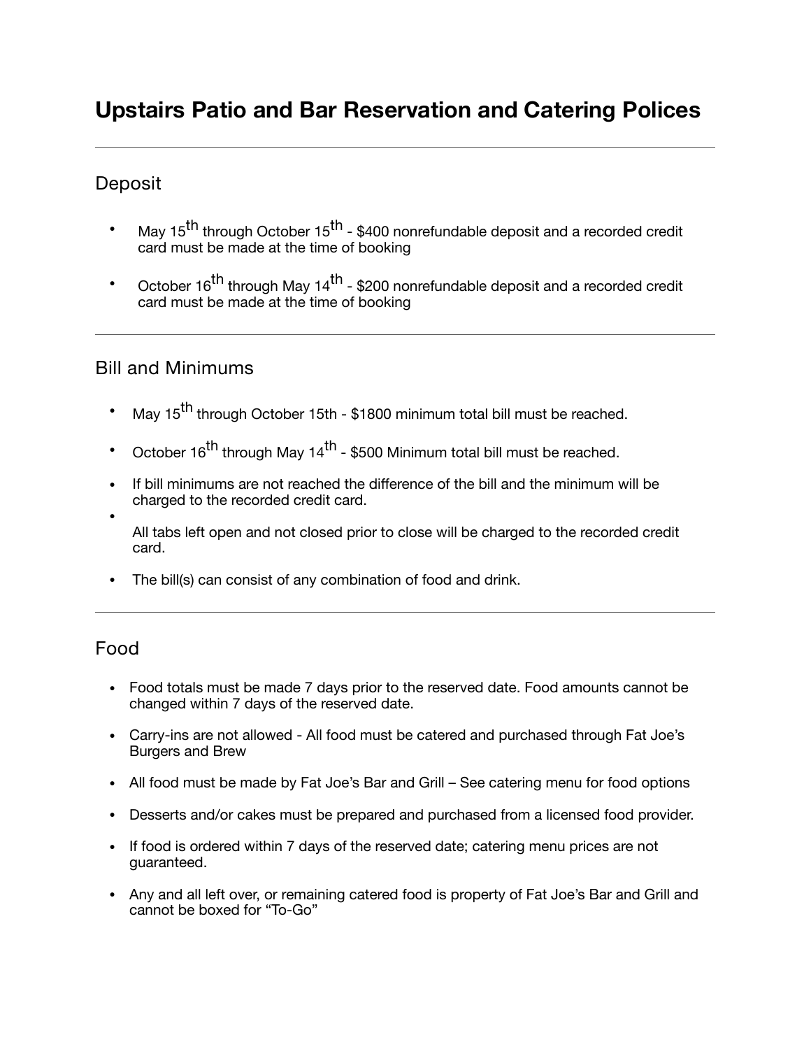# Upstairs Patio and Bar Reservation and Catering Polices

---

## Deposit

- May 15th through October 15th - $400 nonrefundable deposit and a recorded credit card must be made at the time of booking
- October 16th through May 14th - $200 nonrefundable deposit and a recorded credit card must be made at the time of booking

---

## Bill and Minimums

- May 15th through October 15th - $1800 minimum total bill must be reached.
- October 16th through May 14th - $500 Minimum total bill must be reached.
- If bill minimums are not reached the difference of the bill and the minimum will be charged to the recorded credit card.
- All tabs left open and not closed prior to close will be charged to the recorded credit card.
- The bill(s) can consist of any combination of food and drink.

---

## Food

- Food totals must be made 7 days prior to the reserved date. Food amounts cannot be changed within 7 days of the reserved date.
- Carry-ins are not allowed - All food must be catered and purchased through Fat Joe's Burgers and Brew
- All food must be made by Fat Joe's Bar and Grill – See catering menu for food options
- Desserts and/or cakes must be prepared and purchased from a licensed food provider.
- If food is ordered within 7 days of the reserved date; catering menu prices are not guaranteed.
- Any and all left over, or remaining catered food is property of Fat Joe's Bar and Grill and cannot be boxed for "To-Go"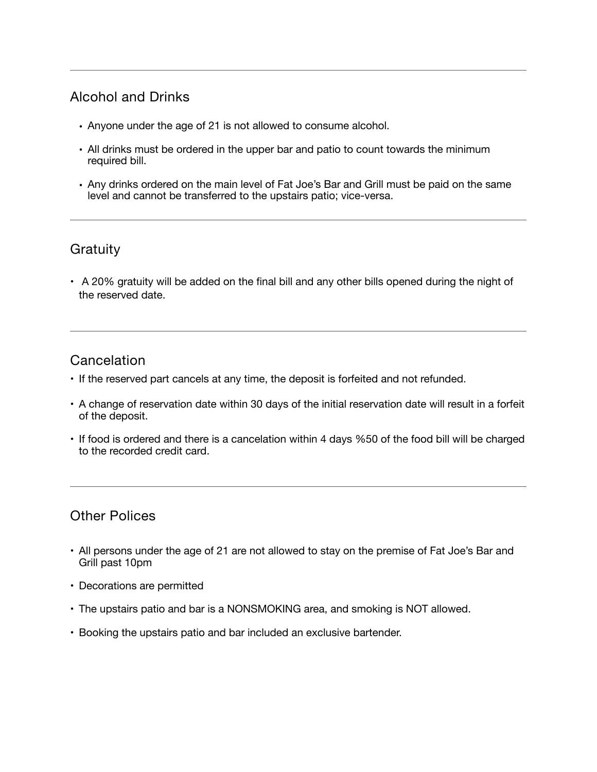---

## Alcohol and Drinks

- Anyone under the age of 21 is not allowed to consume alcohol.
- All drinks must be ordered in the upper bar and patio to count towards the minimum required bill.
- Any drinks ordered on the main level of Fat Joe's Bar and Grill must be paid on the same level and cannot be transferred to the upstairs patio; vice-versa.

---

## Gratuity

- A 20% gratuity will be added on the final bill and any other bills opened during the night of the reserved date.

---

## Cancelation

- If the reserved part cancels at any time, the deposit is forfeited and not refunded.
- A change of reservation date within 30 days of the initial reservation date will result in a forfeit of the deposit.
- If food is ordered and there is a cancelation within 4 days %50 of the food bill will be charged to the recorded credit card.

---

## Other Polices

- All persons under the age of 21 are not allowed to stay on the premise of Fat Joe's Bar and Grill past 10pm
- Decorations are permitted
- The upstairs patio and bar is a NONSMOKING area, and smoking is NOT allowed.
- Booking the upstairs patio and bar included an exclusive bartender.